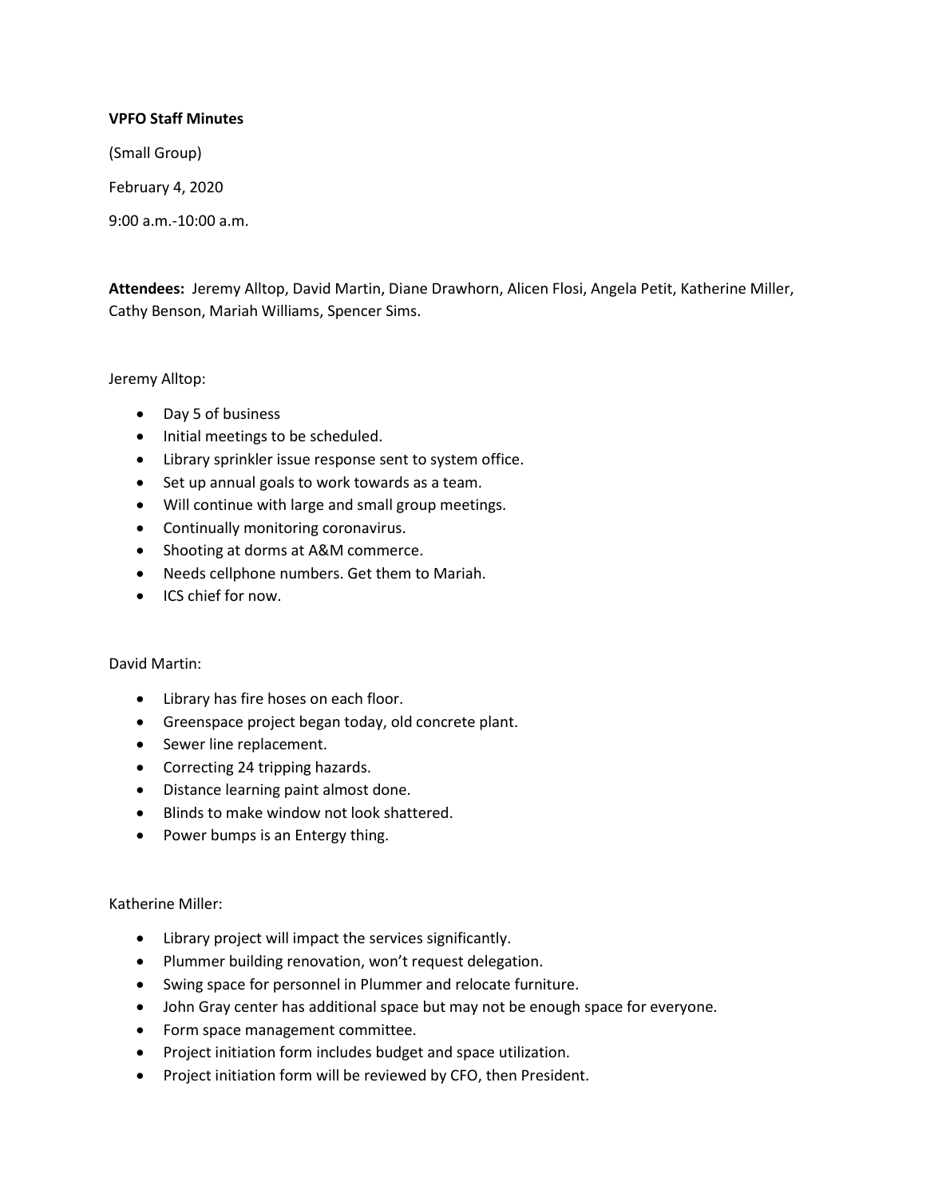**VPFO Staff Minutes**

(Small Group)

February 4, 2020

9:00 a.m.-10:00 a.m.

**Attendees:** Jeremy Alltop, David Martin, Diane Drawhorn, Alicen Flosi, Angela Petit, Katherine Miller, Cathy Benson, Mariah Williams, Spencer Sims.

Jeremy Alltop:

- Day 5 of business
- Initial meetings to be scheduled.
- Library sprinkler issue response sent to system office.
- Set up annual goals to work towards as a team.
- Will continue with large and small group meetings.
- Continually monitoring coronavirus.
- Shooting at dorms at A&M commerce.
- Needs cellphone numbers. Get them to Mariah.
- ICS chief for now.

David Martin:

- Library has fire hoses on each floor.
- Greenspace project began today, old concrete plant.
- Sewer line replacement.
- Correcting 24 tripping hazards.
- Distance learning paint almost done.
- Blinds to make window not look shattered.
- Power bumps is an Entergy thing.

Katherine Miller:

- Library project will impact the services significantly.
- Plummer building renovation, won't request delegation.
- Swing space for personnel in Plummer and relocate furniture.
- John Gray center has additional space but may not be enough space for everyone.
- Form space management committee.
- Project initiation form includes budget and space utilization.
- Project initiation form will be reviewed by CFO, then President.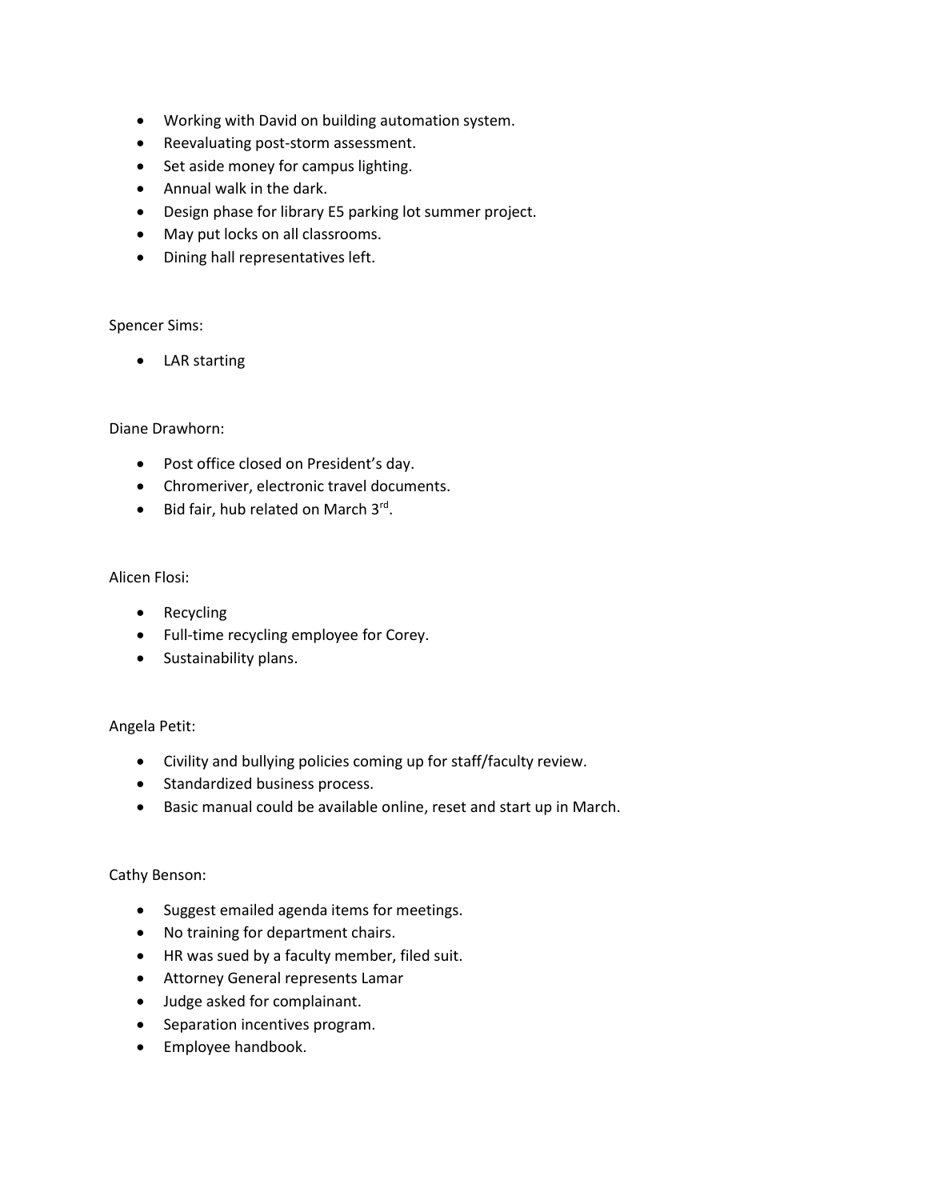- Working with David on building automation system.
- Reevaluating post-storm assessment.
- Set aside money for campus lighting.
- Annual walk in the dark.
- Design phase for library E5 parking lot summer project.
- May put locks on all classrooms.
- Dining hall representatives left.

Spencer Sims:

- LAR starting

Diane Drawhorn:

- Post office closed on President's day.
- Chromeriver, electronic travel documents.
- Bid fair, hub related on March 3rd.

Alicen Flosi:

- Recycling
- Full-time recycling employee for Corey.
- Sustainability plans.

Angela Petit:

- Civility and bullying policies coming up for staff/faculty review.
- Standardized business process.
- Basic manual could be available online, reset and start up in March.

Cathy Benson:

- Suggest emailed agenda items for meetings.
- No training for department chairs.
- HR was sued by a faculty member, filed suit.
- Attorney General represents Lamar
- Judge asked for complainant.
- Separation incentives program.
- Employee handbook.